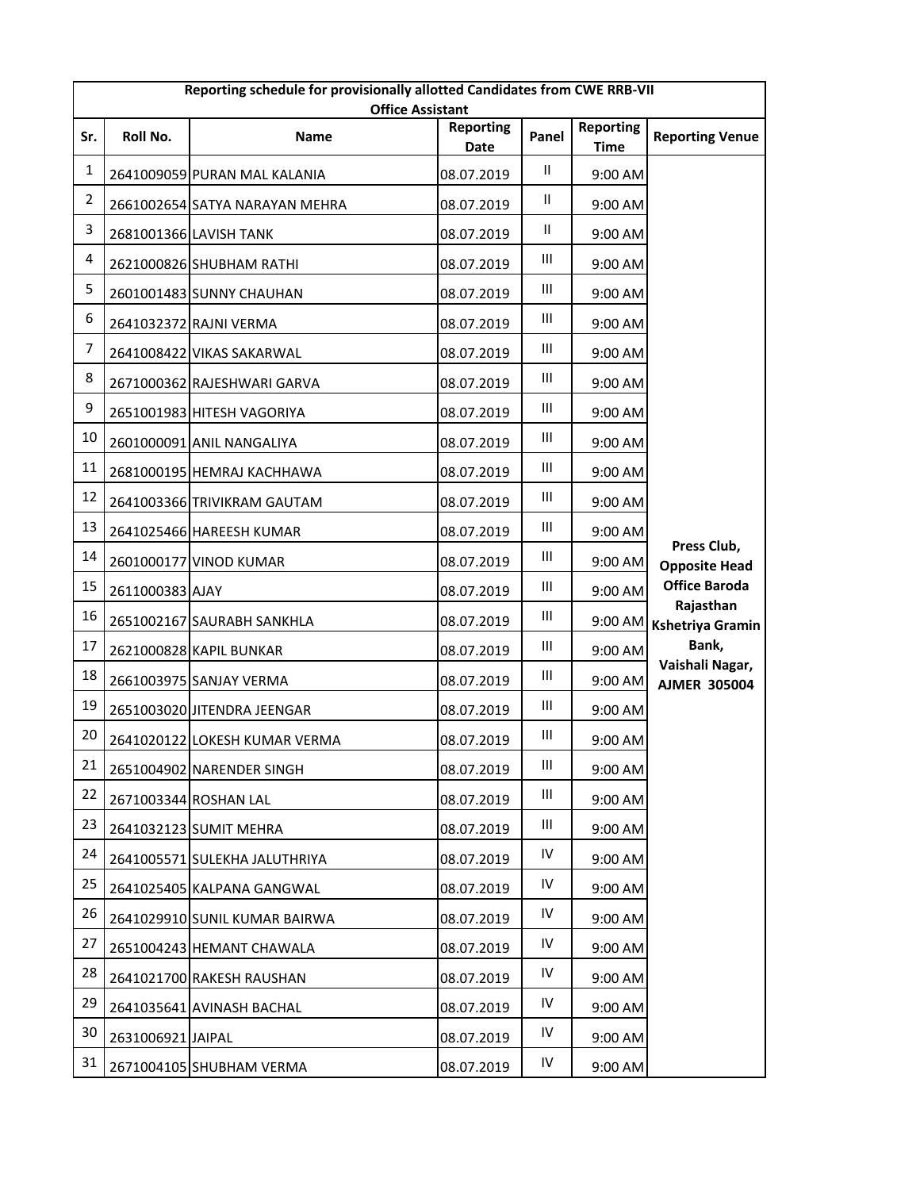| Reporting schedule for provisionally allotted Candidates from CWE RRB-VII Office Assistant | | | | | | |
|---|---|---|---|---|---|---|
| **Sr.** | **Roll No.** | **Name** | **Reporting Date** | **Panel** | **Reporting Time** | **Reporting Venue** |
| 1 | 2641009059 | PURAN MAL KALANIA | 08.07.2019 | II | 9:00 AM | **Press Club, Opposite Head Office Baroda Rajasthan Kshetriya Gramin Bank, Vaishali Nagar, AJMER 305004** |
| 2 | 2661002654 | SATYA NARAYAN MEHRA | 08.07.2019 | II | 9:00 AM | |
| 3 | 2681001366 | LAVISH TANK | 08.07.2019 | II | 9:00 AM | |
| 4 | 2621000826 | SHUBHAM RATHI | 08.07.2019 | III | 9:00 AM | |
| 5 | 2601001483 | SUNNY CHAUHAN | 08.07.2019 | III | 9:00 AM | |
| 6 | 2641032372 | RAJNI VERMA | 08.07.2019 | III | 9:00 AM | |
| 7 | 2641008422 | VIKAS SAKARWAL | 08.07.2019 | III | 9:00 AM | |
| 8 | 2671000362 | RAJESHWARI GARVA | 08.07.2019 | III | 9:00 AM | |
| 9 | 2651001983 | HITESH VAGORIYA | 08.07.2019 | III | 9:00 AM | |
| 10 | 2601000091 | ANIL NANGALIYA | 08.07.2019 | III | 9:00 AM | |
| 11 | 2681000195 | HEMRAJ KACHHAWA | 08.07.2019 | III | 9:00 AM | |
| 12 | 2641003366 | TRIVIKRAM GAUTAM | 08.07.2019 | III | 9:00 AM | |
| 13 | 2641025466 | HAREESH KUMAR | 08.07.2019 | III | 9:00 AM | |
| 14 | 2601000177 | VINOD KUMAR | 08.07.2019 | III | 9:00 AM | |
| 15 | 2611000383 | AJAY | 08.07.2019 | III | 9:00 AM | |
| 16 | 2651002167 | SAURABH SANKHLA | 08.07.2019 | III | 9:00 AM | |
| 17 | 2621000828 | KAPIL BUNKAR | 08.07.2019 | III | 9:00 AM | |
| 18 | 2661003975 | SANJAY VERMA | 08.07.2019 | III | 9:00 AM | |
| 19 | 2651003020 | JITENDRA JEENGAR | 08.07.2019 | III | 9:00 AM | |
| 20 | 2641020122 | LOKESH KUMAR VERMA | 08.07.2019 | III | 9:00 AM | |
| 21 | 2651004902 | NARENDER SINGH | 08.07.2019 | III | 9:00 AM | |
| 22 | 2671003344 | ROSHAN LAL | 08.07.2019 | III | 9:00 AM | |
| 23 | 2641032123 | SUMIT MEHRA | 08.07.2019 | III | 9:00 AM | |
| 24 | 2641005571 | SULEKHA JALUTHRIYA | 08.07.2019 | IV | 9:00 AM | |
| 25 | 2641025405 | KALPANA GANGWAL | 08.07.2019 | IV | 9:00 AM | |
| 26 | 2641029910 | SUNIL KUMAR BAIRWA | 08.07.2019 | IV | 9:00 AM | |
| 27 | 2651004243 | HEMANT CHAWALA | 08.07.2019 | IV | 9:00 AM | |
| 28 | 2641021700 | RAKESH RAUSHAN | 08.07.2019 | IV | 9:00 AM | |
| 29 | 2641035641 | AVINASH BACHAL | 08.07.2019 | IV | 9:00 AM | |
| 30 | 2631006921 | JAIPAL | 08.07.2019 | IV | 9:00 AM | |
| 31 | 2671004105 | SHUBHAM VERMA | 08.07.2019 | IV | 9:00 AM | |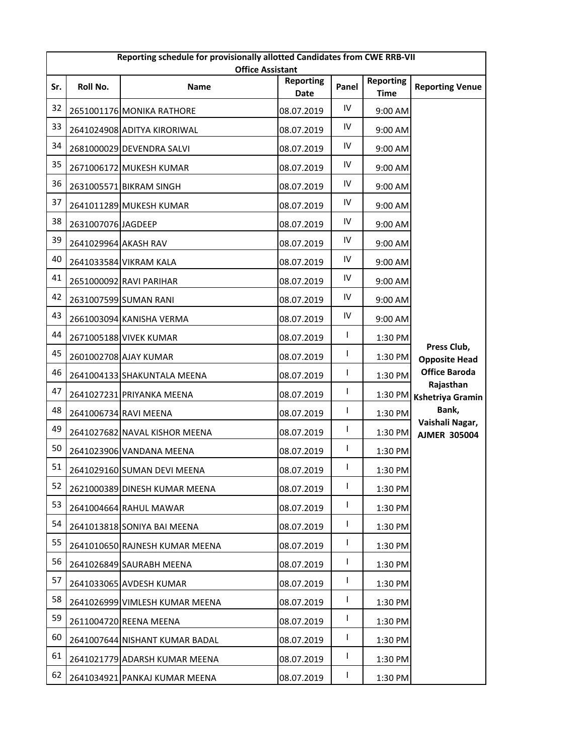| Reporting schedule for provisionally allotted Candidates from CWE RRB-VII Office Assistant | | | | | | |
|---|---|---|---|---|---|---|
| Sr. | Roll No. | Name | Reporting Date | Panel | Reporting Time | Reporting Venue |
| 32 | 2651001176 | MONIKA RATHORE | 08.07.2019 | IV | 9:00 AM | Press Club, Opposite Head Office Baroda Rajasthan Kshetriya Gramin Bank, Vaishali Nagar, AJMER 305004 |
| 33 | 2641024908 | ADITYA KIRORIWAL | 08.07.2019 | IV | 9:00 AM | |
| 34 | 2681000029 | DEVENDRA SALVI | 08.07.2019 | IV | 9:00 AM | |
| 35 | 2671006172 | MUKESH KUMAR | 08.07.2019 | IV | 9:00 AM | |
| 36 | 2631005571 | BIKRAM SINGH | 08.07.2019 | IV | 9:00 AM | |
| 37 | 2641011289 | MUKESH KUMAR | 08.07.2019 | IV | 9:00 AM | |
| 38 | 2631007076 | JAGDEEP | 08.07.2019 | IV | 9:00 AM | |
| 39 | 2641029964 | AKASH RAV | 08.07.2019 | IV | 9:00 AM | |
| 40 | 2641033584 | VIKRAM KALA | 08.07.2019 | IV | 9:00 AM | |
| 41 | 2651000092 | RAVI PARIHAR | 08.07.2019 | IV | 9:00 AM | |
| 42 | 2631007599 | SUMAN RANI | 08.07.2019 | IV | 9:00 AM | |
| 43 | 2661003094 | KANISHA VERMA | 08.07.2019 | IV | 9:00 AM | |
| 44 | 2671005188 | VIVEK KUMAR | 08.07.2019 | I | 1:30 PM | |
| 45 | 2601002708 | AJAY KUMAR | 08.07.2019 | I | 1:30 PM | |
| 46 | 2641004133 | SHAKUNTALA MEENA | 08.07.2019 | I | 1:30 PM | |
| 47 | 2641027231 | PRIYANKA MEENA | 08.07.2019 | I | 1:30 PM | |
| 48 | 2641006734 | RAVI MEENA | 08.07.2019 | I | 1:30 PM | |
| 49 | 2641027682 | NAVAL KISHOR MEENA | 08.07.2019 | I | 1:30 PM | |
| 50 | 2641023906 | VANDANA MEENA | 08.07.2019 | I | 1:30 PM | |
| 51 | 2641029160 | SUMAN DEVI MEENA | 08.07.2019 | I | 1:30 PM | |
| 52 | 2621000389 | DINESH KUMAR MEENA | 08.07.2019 | I | 1:30 PM | |
| 53 | 2641004664 | RAHUL MAWAR | 08.07.2019 | I | 1:30 PM | |
| 54 | 2641013818 | SONIYA BAI MEENA | 08.07.2019 | I | 1:30 PM | |
| 55 | 2641010650 | RAJNESH KUMAR MEENA | 08.07.2019 | I | 1:30 PM | |
| 56 | 2641026849 | SAURABH MEENA | 08.07.2019 | I | 1:30 PM | |
| 57 | 2641033065 | AVDESH KUMAR | 08.07.2019 | I | 1:30 PM | |
| 58 | 2641026999 | VIMLESH KUMAR MEENA | 08.07.2019 | I | 1:30 PM | |
| 59 | 2611004720 | REENA MEENA | 08.07.2019 | I | 1:30 PM | |
| 60 | 2641007644 | NISHANT KUMAR BADAL | 08.07.2019 | I | 1:30 PM | |
| 61 | 2641021779 | ADARSH KUMAR MEENA | 08.07.2019 | I | 1:30 PM | |
| 62 | 2641034921 | PANKAJ KUMAR MEENA | 08.07.2019 | I | 1:30 PM | |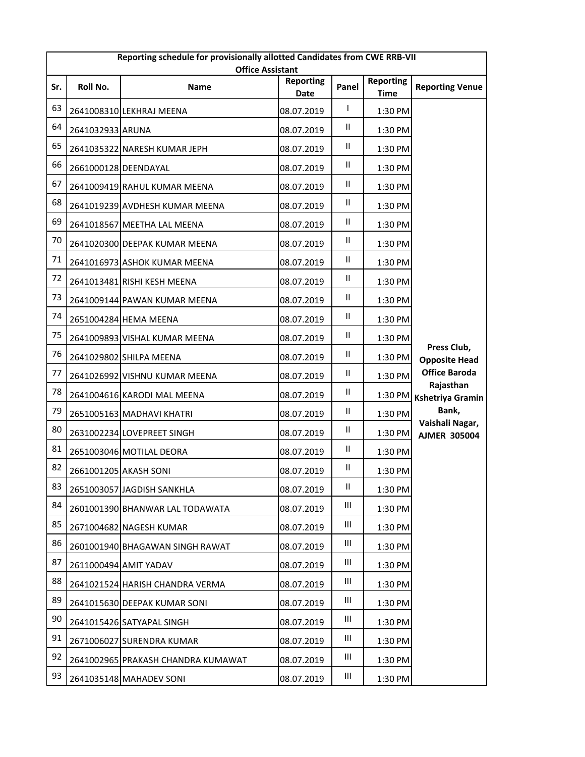| Reporting schedule for provisionally allotted Candidates from CWE RRB-VII Office Assistant | | | | | | |
|---|---|---|---|---|---|---|
| Sr. | Roll No. | Name | Reporting Date | Panel | Reporting Time | Reporting Venue |
| 63 | 2641008310 | LEKHRAJ MEENA | 08.07.2019 | I | 1:30 PM | Press Club, Opposite Head Office Baroda Rajasthan Kshetriya Gramin Bank, Vaishali Nagar, AJMER 305004 |
| 64 | 2641032933 | ARUNA | 08.07.2019 | II | 1:30 PM | |
| 65 | 2641035322 | NARESH KUMAR JEPH | 08.07.2019 | II | 1:30 PM | |
| 66 | 2661000128 | DEENDAYAL | 08.07.2019 | II | 1:30 PM | |
| 67 | 2641009419 | RAHUL KUMAR MEENA | 08.07.2019 | II | 1:30 PM | |
| 68 | 2641019239 | AVDHESH KUMAR MEENA | 08.07.2019 | II | 1:30 PM | |
| 69 | 2641018567 | MEETHA LAL MEENA | 08.07.2019 | II | 1:30 PM | |
| 70 | 2641020300 | DEEPAK KUMAR MEENA | 08.07.2019 | II | 1:30 PM | |
| 71 | 2641016973 | ASHOK KUMAR MEENA | 08.07.2019 | II | 1:30 PM | |
| 72 | 2641013481 | RISHI KESH MEENA | 08.07.2019 | II | 1:30 PM | |
| 73 | 2641009144 | PAWAN KUMAR MEENA | 08.07.2019 | II | 1:30 PM | |
| 74 | 2651004284 | HEMA MEENA | 08.07.2019 | II | 1:30 PM | |
| 75 | 2641009893 | VISHAL KUMAR MEENA | 08.07.2019 | II | 1:30 PM | |
| 76 | 2641029802 | SHILPA MEENA | 08.07.2019 | II | 1:30 PM | |
| 77 | 2641026992 | VISHNU KUMAR MEENA | 08.07.2019 | II | 1:30 PM | |
| 78 | 2641004616 | KARODI MAL MEENA | 08.07.2019 | II | 1:30 PM | |
| 79 | 2651005163 | MADHAVI KHATRI | 08.07.2019 | II | 1:30 PM | |
| 80 | 2631002234 | LOVEPREET SINGH | 08.07.2019 | II | 1:30 PM | |
| 81 | 2651003046 | MOTILAL DEORA | 08.07.2019 | II | 1:30 PM | |
| 82 | 2661001205 | AKASH SONI | 08.07.2019 | II | 1:30 PM | |
| 83 | 2651003057 | JAGDISH SANKHLA | 08.07.2019 | II | 1:30 PM | |
| 84 | 2601001390 | BHANWAR LAL TODAWATA | 08.07.2019 | III | 1:30 PM | |
| 85 | 2671004682 | NAGESH KUMAR | 08.07.2019 | III | 1:30 PM | |
| 86 | 2601001940 | BHAGAWAN SINGH RAWAT | 08.07.2019 | III | 1:30 PM | |
| 87 | 2611000494 | AMIT YADAV | 08.07.2019 | III | 1:30 PM | |
| 88 | 2641021524 | HARISH CHANDRA VERMA | 08.07.2019 | III | 1:30 PM | |
| 89 | 2641015630 | DEEPAK KUMAR SONI | 08.07.2019 | III | 1:30 PM | |
| 90 | 2641015426 | SATYAPAL SINGH | 08.07.2019 | III | 1:30 PM | |
| 91 | 2671006027 | SURENDRA KUMAR | 08.07.2019 | III | 1:30 PM | |
| 92 | 2641002965 | PRAKASH CHANDRA KUMAWAT | 08.07.2019 | III | 1:30 PM | |
| 93 | 2641035148 | MAHADEV SONI | 08.07.2019 | III | 1:30 PM | |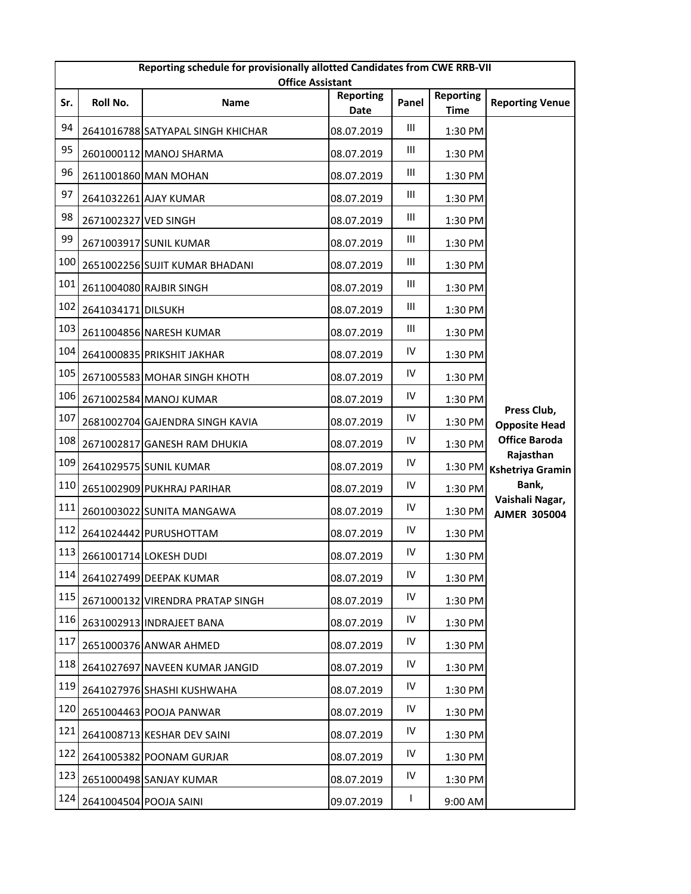| Reporting schedule for provisionally allotted Candidates from CWE RRB-VII Office Assistant | | | | | | |
|---|---|---|---|---|---|---|
| **Sr.** | **Roll No.** | **Name** | **Reporting Date** | **Panel** | **Reporting Time** | **Reporting Venue** |
| 94 | 2641016788 | SATYAPAL SINGH KHICHAR | 08.07.2019 | III | 1:30 PM | Press Club, Opposite Head Office Baroda Rajasthan Kshetriya Gramin Bank, Vaishali Nagar, AJMER 305004 |
| 95 | 2601000112 | MANOJ SHARMA | 08.07.2019 | III | 1:30 PM | |
| 96 | 2611001860 | MAN MOHAN | 08.07.2019 | III | 1:30 PM | |
| 97 | 2641032261 | AJAY KUMAR | 08.07.2019 | III | 1:30 PM | |
| 98 | 2671002327 | VED SINGH | 08.07.2019 | III | 1:30 PM | |
| 99 | 2671003917 | SUNIL KUMAR | 08.07.2019 | III | 1:30 PM | |
| 100 | 2651002256 | SUJIT KUMAR BHADANI | 08.07.2019 | III | 1:30 PM | |
| 101 | 2611004080 | RAJBIR SINGH | 08.07.2019 | III | 1:30 PM | |
| 102 | 2641034171 | DILSUKH | 08.07.2019 | III | 1:30 PM | |
| 103 | 2611004856 | NARESH KUMAR | 08.07.2019 | III | 1:30 PM | |
| 104 | 2641000835 | PRIKSHIT JAKHAR | 08.07.2019 | IV | 1:30 PM | |
| 105 | 2671005583 | MOHAR SINGH KHOTH | 08.07.2019 | IV | 1:30 PM | |
| 106 | 2671002584 | MANOJ KUMAR | 08.07.2019 | IV | 1:30 PM | |
| 107 | 2681002704 | GAJENDRA SINGH KAVIA | 08.07.2019 | IV | 1:30 PM | |
| 108 | 2671002817 | GANESH RAM DHUKIA | 08.07.2019 | IV | 1:30 PM | |
| 109 | 2641029575 | SUNIL KUMAR | 08.07.2019 | IV | 1:30 PM | |
| 110 | 2651002909 | PUKHRAJ PARIHAR | 08.07.2019 | IV | 1:30 PM | |
| 111 | 2601003022 | SUNITA MANGAWA | 08.07.2019 | IV | 1:30 PM | |
| 112 | 2641024442 | PURUSHOTTAM | 08.07.2019 | IV | 1:30 PM | |
| 113 | 2661001714 | LOKESH DUDI | 08.07.2019 | IV | 1:30 PM | |
| 114 | 2641027499 | DEEPAK KUMAR | 08.07.2019 | IV | 1:30 PM | |
| 115 | 2671000132 | VIRENDRA PRATAP SINGH | 08.07.2019 | IV | 1:30 PM | |
| 116 | 2631002913 | INDRAJEET BANA | 08.07.2019 | IV | 1:30 PM | |
| 117 | 2651000376 | ANWAR AHMED | 08.07.2019 | IV | 1:30 PM | |
| 118 | 2641027697 | NAVEEN KUMAR JANGID | 08.07.2019 | IV | 1:30 PM | |
| 119 | 2641027976 | SHASHI KUSHWAHA | 08.07.2019 | IV | 1:30 PM | |
| 120 | 2651004463 | POOJA PANWAR | 08.07.2019 | IV | 1:30 PM | |
| 121 | 2641008713 | KESHAR DEV SAINI | 08.07.2019 | IV | 1:30 PM | |
| 122 | 2641005382 | POONAM GURJAR | 08.07.2019 | IV | 1:30 PM | |
| 123 | 2651000498 | SANJAY KUMAR | 08.07.2019 | IV | 1:30 PM | |
| 124 | 2641004504 | POOJA SAINI | 09.07.2019 | I | 9:00 AM | |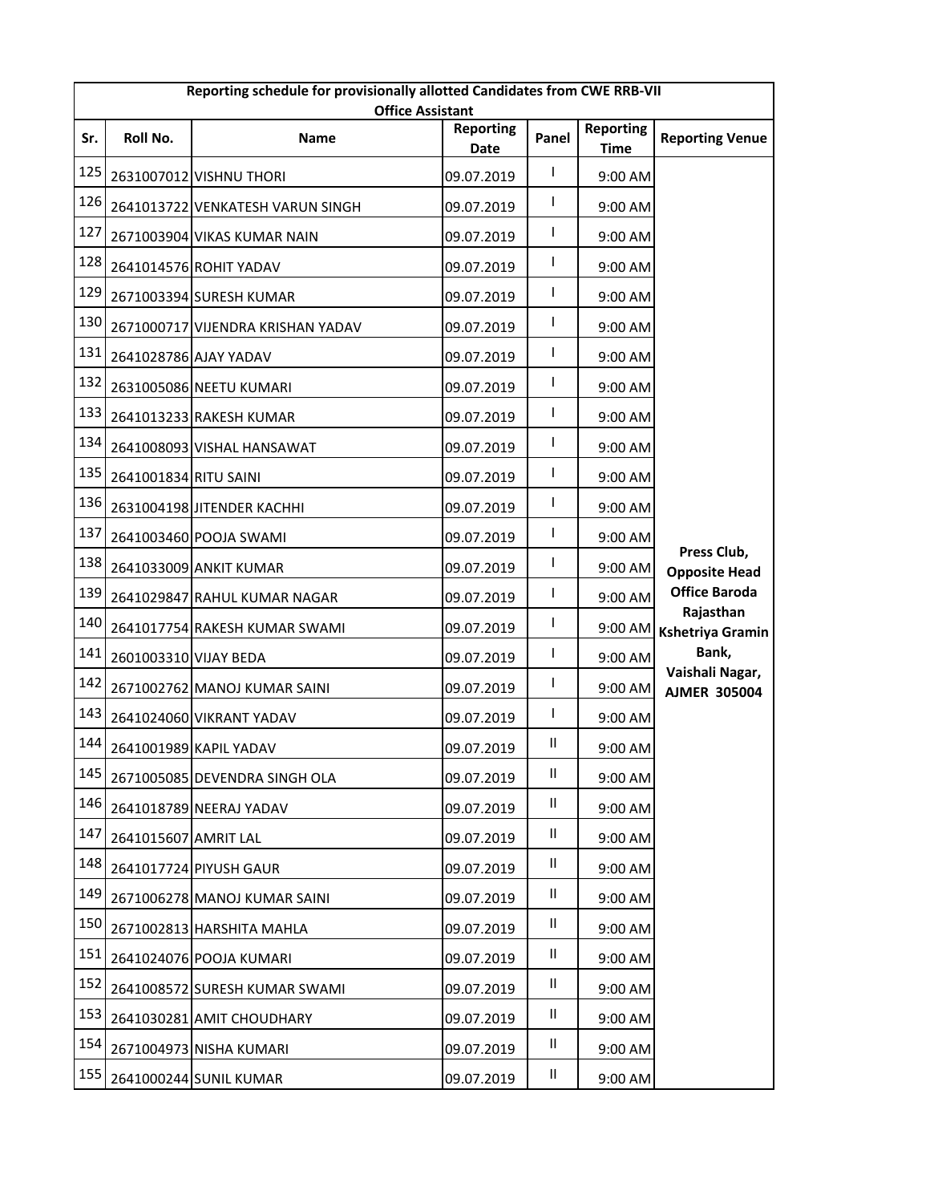| Reporting schedule for provisionally allotted Candidates from CWE RRB-VII Office Assistant | | | | | | |
|---|---|---|---|---|---|---|
| Sr. | Roll No. | Name | Reporting Date | Panel | Reporting Time | Reporting Venue |
| 125 | 2631007012 | VISHNU THORI | 09.07.2019 | I | 9:00 AM | Press Club, Opposite Head Office Baroda Rajasthan Kshetriya Gramin Bank, Vaishali Nagar, AJMER 305004 |
| 126 | 2641013722 | VENKATESH VARUN SINGH | 09.07.2019 | I | 9:00 AM | |
| 127 | 2671003904 | VIKAS KUMAR NAIN | 09.07.2019 | I | 9:00 AM | |
| 128 | 2641014576 | ROHIT YADAV | 09.07.2019 | I | 9:00 AM | |
| 129 | 2671003394 | SURESH KUMAR | 09.07.2019 | I | 9:00 AM | |
| 130 | 2671000717 | VIJENDRA KRISHAN YADAV | 09.07.2019 | I | 9:00 AM | |
| 131 | 2641028786 | AJAY YADAV | 09.07.2019 | I | 9:00 AM | |
| 132 | 2631005086 | NEETU KUMARI | 09.07.2019 | I | 9:00 AM | |
| 133 | 2641013233 | RAKESH KUMAR | 09.07.2019 | I | 9:00 AM | |
| 134 | 2641008093 | VISHAL HANSAWAT | 09.07.2019 | I | 9:00 AM | |
| 135 | 2641001834 | RITU SAINI | 09.07.2019 | I | 9:00 AM | |
| 136 | 2631004198 | JITENDER KACHHI | 09.07.2019 | I | 9:00 AM | |
| 137 | 2641003460 | POOJA SWAMI | 09.07.2019 | I | 9:00 AM | |
| 138 | 2641033009 | ANKIT KUMAR | 09.07.2019 | I | 9:00 AM | |
| 139 | 2641029847 | RAHUL KUMAR NAGAR | 09.07.2019 | I | 9:00 AM | |
| 140 | 2641017754 | RAKESH KUMAR SWAMI | 09.07.2019 | I | 9:00 AM | |
| 141 | 2601003310 | VIJAY BEDA | 09.07.2019 | I | 9:00 AM | |
| 142 | 2671002762 | MANOJ KUMAR SAINI | 09.07.2019 | I | 9:00 AM | |
| 143 | 2641024060 | VIKRANT YADAV | 09.07.2019 | I | 9:00 AM | |
| 144 | 2641001989 | KAPIL YADAV | 09.07.2019 | II | 9:00 AM | |
| 145 | 2671005085 | DEVENDRA SINGH OLA | 09.07.2019 | II | 9:00 AM | |
| 146 | 2641018789 | NEERAJ YADAV | 09.07.2019 | II | 9:00 AM | |
| 147 | 2641015607 | AMRIT LAL | 09.07.2019 | II | 9:00 AM | |
| 148 | 2641017724 | PIYUSH GAUR | 09.07.2019 | II | 9:00 AM | |
| 149 | 2671006278 | MANOJ KUMAR SAINI | 09.07.2019 | II | 9:00 AM | |
| 150 | 2671002813 | HARSHITA MAHLA | 09.07.2019 | II | 9:00 AM | |
| 151 | 2641024076 | POOJA KUMARI | 09.07.2019 | II | 9:00 AM | |
| 152 | 2641008572 | SURESH KUMAR SWAMI | 09.07.2019 | II | 9:00 AM | |
| 153 | 2641030281 | AMIT CHOUDHARY | 09.07.2019 | II | 9:00 AM | |
| 154 | 2671004973 | NISHA KUMARI | 09.07.2019 | II | 9:00 AM | |
| 155 | 2641000244 | SUNIL KUMAR | 09.07.2019 | II | 9:00 AM | |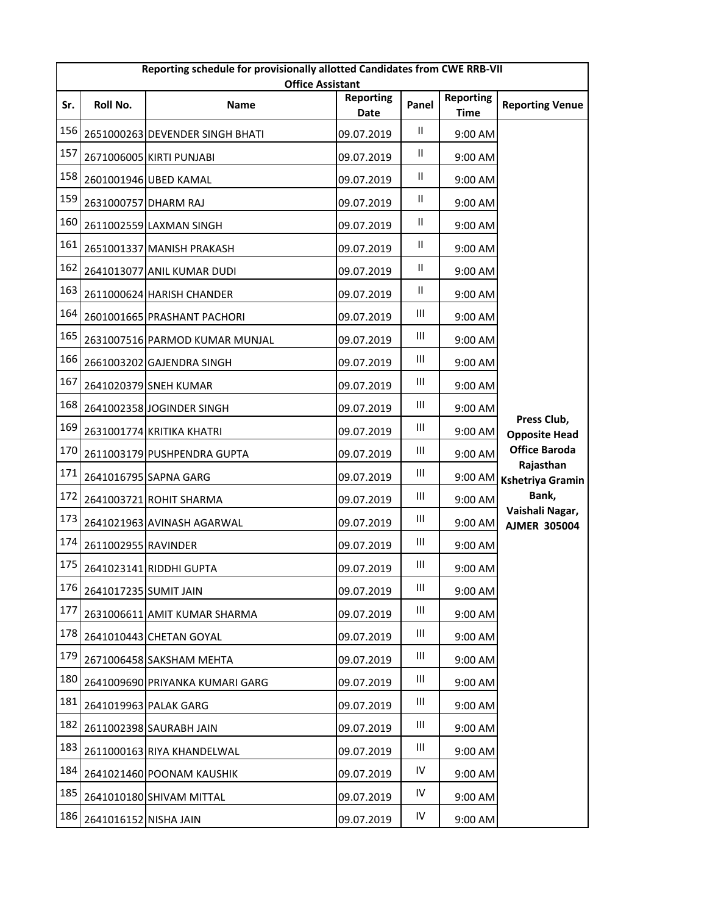| Reporting schedule for provisionally allotted Candidates from CWE RRB-VII Office Assistant | | | | | | |
|---|---|---|---|---|---|---|
| Sr. | Roll No. | Name | Reporting Date | Panel | Reporting Time | Reporting Venue |
| 156 | 2651000263 | DEVENDER SINGH BHATI | 09.07.2019 | II | 9:00 AM | Press Club, Opposite Head Office Baroda Rajasthan Kshetriya Gramin Bank, Vaishali Nagar, AJMER 305004 |
| 157 | 2671006005 | KIRTI PUNJABI | 09.07.2019 | II | 9:00 AM | |
| 158 | 2601001946 | UBED KAMAL | 09.07.2019 | II | 9:00 AM | |
| 159 | 2631000757 | DHARM RAJ | 09.07.2019 | II | 9:00 AM | |
| 160 | 2611002559 | LAXMAN SINGH | 09.07.2019 | II | 9:00 AM | |
| 161 | 2651001337 | MANISH PRAKASH | 09.07.2019 | II | 9:00 AM | |
| 162 | 2641013077 | ANIL KUMAR DUDI | 09.07.2019 | II | 9:00 AM | |
| 163 | 2611000624 | HARISH CHANDER | 09.07.2019 | II | 9:00 AM | |
| 164 | 2601001665 | PRASHANT PACHORI | 09.07.2019 | III | 9:00 AM | |
| 165 | 2631007516 | PARMOD KUMAR MUNJAL | 09.07.2019 | III | 9:00 AM | |
| 166 | 2661003202 | GAJENDRA SINGH | 09.07.2019 | III | 9:00 AM | |
| 167 | 2641020379 | SNEH KUMAR | 09.07.2019 | III | 9:00 AM | |
| 168 | 2641002358 | JOGINDER SINGH | 09.07.2019 | III | 9:00 AM | |
| 169 | 2631001774 | KRITIKA KHATRI | 09.07.2019 | III | 9:00 AM | |
| 170 | 2611003179 | PUSHPENDRA GUPTA | 09.07.2019 | III | 9:00 AM | |
| 171 | 2641016795 | SAPNA GARG | 09.07.2019 | III | 9:00 AM | |
| 172 | 2641003721 | ROHIT SHARMA | 09.07.2019 | III | 9:00 AM | |
| 173 | 2641021963 | AVINASH AGARWAL | 09.07.2019 | III | 9:00 AM | |
| 174 | 2611002955 | RAVINDER | 09.07.2019 | III | 9:00 AM | |
| 175 | 2641023141 | RIDDHI GUPTA | 09.07.2019 | III | 9:00 AM | |
| 176 | 2641017235 | SUMIT JAIN | 09.07.2019 | III | 9:00 AM | |
| 177 | 2631006611 | AMIT KUMAR SHARMA | 09.07.2019 | III | 9:00 AM | |
| 178 | 2641010443 | CHETAN GOYAL | 09.07.2019 | III | 9:00 AM | |
| 179 | 2671006458 | SAKSHAM MEHTA | 09.07.2019 | III | 9:00 AM | |
| 180 | 2641009690 | PRIYANKA KUMARI GARG | 09.07.2019 | III | 9:00 AM | |
| 181 | 2641019963 | PALAK GARG | 09.07.2019 | III | 9:00 AM | |
| 182 | 2611002398 | SAURABH JAIN | 09.07.2019 | III | 9:00 AM | |
| 183 | 2611000163 | RIYA KHANDELWAL | 09.07.2019 | III | 9:00 AM | |
| 184 | 2641021460 | POONAM KAUSHIK | 09.07.2019 | IV | 9:00 AM | |
| 185 | 2641010180 | SHIVAM MITTAL | 09.07.2019 | IV | 9:00 AM | |
| 186 | 2641016152 | NISHA JAIN | 09.07.2019 | IV | 9:00 AM | |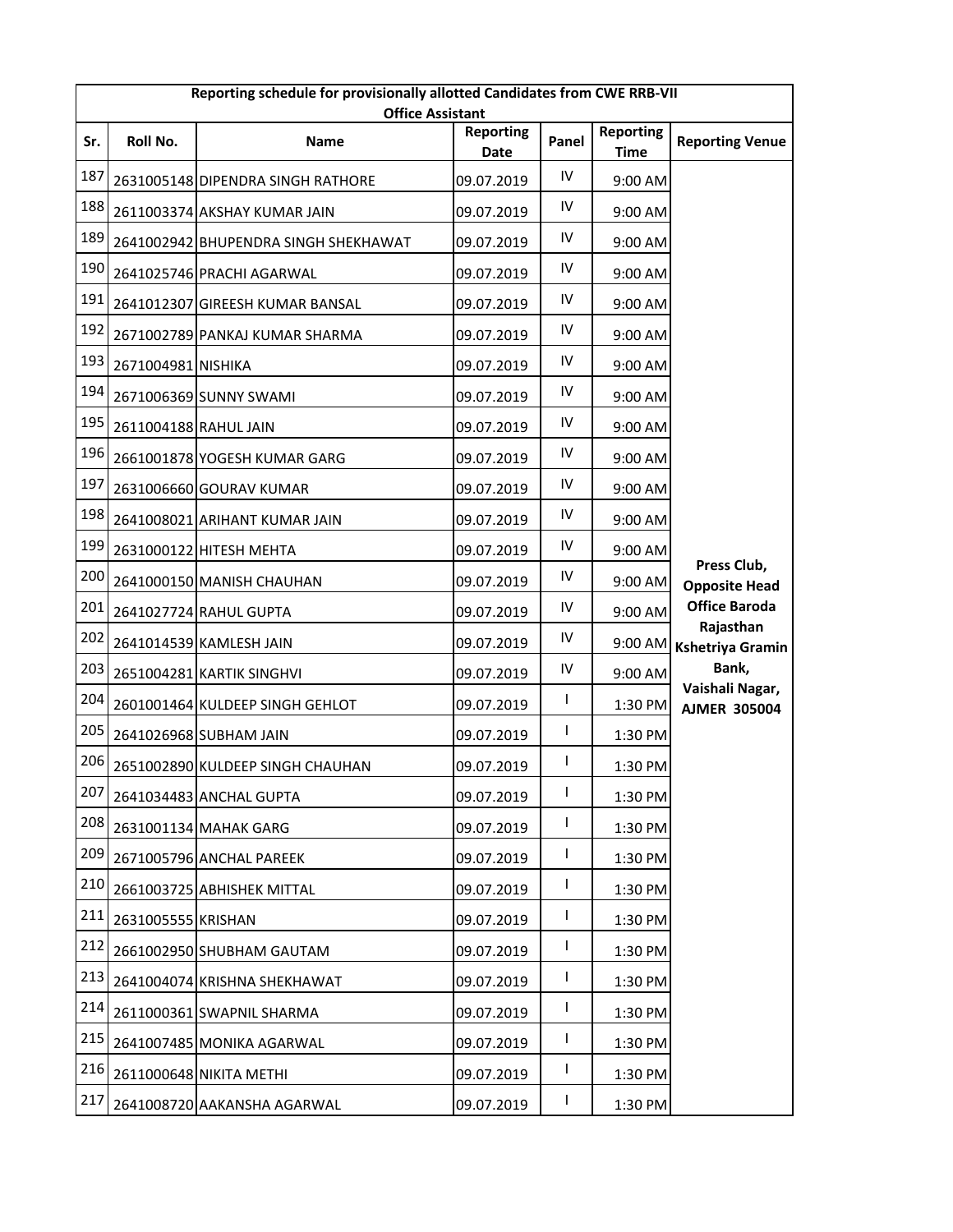| Reporting schedule for provisionally allotted Candidates from CWE RRB-VII Office Assistant | | | | | | |
|---|---|---|---|---|---|---|
| Sr. | Roll No. | Name | Reporting Date | Panel | Reporting Time | Reporting Venue |
| 187 | 2631005148 | DIPENDRA SINGH RATHORE | 09.07.2019 | IV | 9:00 AM | Press Club, Opposite Head Office Baroda Rajasthan Kshetriya Gramin Bank, Vaishali Nagar, AJMER 305004 |
| 188 | 2611003374 | AKSHAY KUMAR JAIN | 09.07.2019 | IV | 9:00 AM | |
| 189 | 2641002942 | BHUPENDRA SINGH SHEKHAWAT | 09.07.2019 | IV | 9:00 AM | |
| 190 | 2641025746 | PRACHI AGARWAL | 09.07.2019 | IV | 9:00 AM | |
| 191 | 2641012307 | GIREESH KUMAR BANSAL | 09.07.2019 | IV | 9:00 AM | |
| 192 | 2671002789 | PANKAJ KUMAR SHARMA | 09.07.2019 | IV | 9:00 AM | |
| 193 | 2671004981 | NISHIKA | 09.07.2019 | IV | 9:00 AM | |
| 194 | 2671006369 | SUNNY SWAMI | 09.07.2019 | IV | 9:00 AM | |
| 195 | 2611004188 | RAHUL JAIN | 09.07.2019 | IV | 9:00 AM | |
| 196 | 2661001878 | YOGESH KUMAR GARG | 09.07.2019 | IV | 9:00 AM | |
| 197 | 2631006660 | GOURAV KUMAR | 09.07.2019 | IV | 9:00 AM | |
| 198 | 2641008021 | ARIHANT KUMAR JAIN | 09.07.2019 | IV | 9:00 AM | |
| 199 | 2631000122 | HITESH MEHTA | 09.07.2019 | IV | 9:00 AM | |
| 200 | 2641000150 | MANISH CHAUHAN | 09.07.2019 | IV | 9:00 AM | |
| 201 | 2641027724 | RAHUL GUPTA | 09.07.2019 | IV | 9:00 AM | |
| 202 | 2641014539 | KAMLESH JAIN | 09.07.2019 | IV | 9:00 AM | |
| 203 | 2651004281 | KARTIK SINGHVI | 09.07.2019 | IV | 9:00 AM | |
| 204 | 2601001464 | KULDEEP SINGH GEHLOT | 09.07.2019 | I | 1:30 PM | |
| 205 | 2641026968 | SUBHAM JAIN | 09.07.2019 | I | 1:30 PM | |
| 206 | 2651002890 | KULDEEP SINGH CHAUHAN | 09.07.2019 | I | 1:30 PM | |
| 207 | 2641034483 | ANCHAL GUPTA | 09.07.2019 | I | 1:30 PM | |
| 208 | 2631001134 | MAHAK GARG | 09.07.2019 | I | 1:30 PM | |
| 209 | 2671005796 | ANCHAL PAREEK | 09.07.2019 | I | 1:30 PM | |
| 210 | 2661003725 | ABHISHEK MITTAL | 09.07.2019 | I | 1:30 PM | |
| 211 | 2631005555 | KRISHAN | 09.07.2019 | I | 1:30 PM | |
| 212 | 2661002950 | SHUBHAM GAUTAM | 09.07.2019 | I | 1:30 PM | |
| 213 | 2641004074 | KRISHNA SHEKHAWAT | 09.07.2019 | I | 1:30 PM | |
| 214 | 2611000361 | SWAPNIL SHARMA | 09.07.2019 | I | 1:30 PM | |
| 215 | 2641007485 | MONIKA AGARWAL | 09.07.2019 | I | 1:30 PM | |
| 216 | 2611000648 | NIKITA METHI | 09.07.2019 | I | 1:30 PM | |
| 217 | 2641008720 | AAKANSHA AGARWAL | 09.07.2019 | I | 1:30 PM | |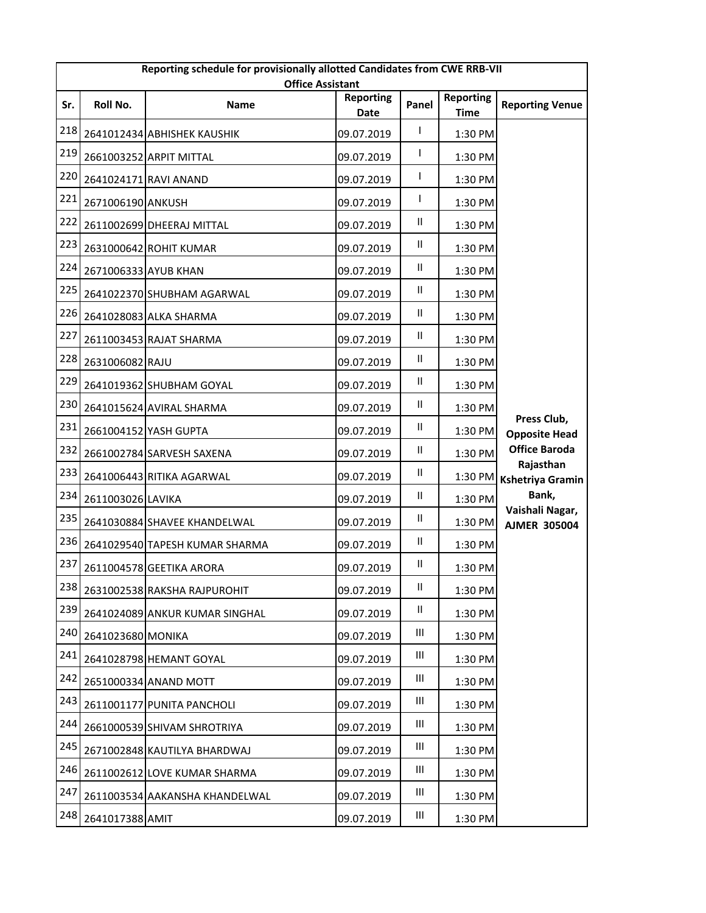| Reporting schedule for provisionally allotted Candidates from CWE RRB-VII Office Assistant | | | | | | |
|---|---|---|---|---|---|---|
| Sr. | Roll No. | Name | Reporting Date | Panel | Reporting Time | Reporting Venue |
| 218 | 2641012434 | ABHISHEK KAUSHIK | 09.07.2019 | I | 1:30 PM | Press Club, Opposite Head Office Baroda Rajasthan Kshetriya Gramin Bank, Vaishali Nagar, AJMER 305004 |
| 219 | 2661003252 | ARPIT MITTAL | 09.07.2019 | I | 1:30 PM | |
| 220 | 2641024171 | RAVI ANAND | 09.07.2019 | I | 1:30 PM | |
| 221 | 2671006190 | ANKUSH | 09.07.2019 | I | 1:30 PM | |
| 222 | 2611002699 | DHEERAJ MITTAL | 09.07.2019 | II | 1:30 PM | |
| 223 | 2631000642 | ROHIT KUMAR | 09.07.2019 | II | 1:30 PM | |
| 224 | 2671006333 | AYUB KHAN | 09.07.2019 | II | 1:30 PM | |
| 225 | 2641022370 | SHUBHAM AGARWAL | 09.07.2019 | II | 1:30 PM | |
| 226 | 2641028083 | ALKA SHARMA | 09.07.2019 | II | 1:30 PM | |
| 227 | 2611003453 | RAJAT SHARMA | 09.07.2019 | II | 1:30 PM | |
| 228 | 2631006082 | RAJU | 09.07.2019 | II | 1:30 PM | |
| 229 | 2641019362 | SHUBHAM GOYAL | 09.07.2019 | II | 1:30 PM | |
| 230 | 2641015624 | AVIRAL SHARMA | 09.07.2019 | II | 1:30 PM | |
| 231 | 2661004152 | YASH GUPTA | 09.07.2019 | II | 1:30 PM | |
| 232 | 2661002784 | SARVESH SAXENA | 09.07.2019 | II | 1:30 PM | |
| 233 | 2641006443 | RITIKA AGARWAL | 09.07.2019 | II | 1:30 PM | |
| 234 | 2611003026 | LAVIKA | 09.07.2019 | II | 1:30 PM | |
| 235 | 2641030884 | SHAVEE KHANDELWAL | 09.07.2019 | II | 1:30 PM | |
| 236 | 2641029540 | TAPESH KUMAR SHARMA | 09.07.2019 | II | 1:30 PM | |
| 237 | 2611004578 | GEETIKA ARORA | 09.07.2019 | II | 1:30 PM | |
| 238 | 2631002538 | RAKSHA RAJPUROHIT | 09.07.2019 | II | 1:30 PM | |
| 239 | 2641024089 | ANKUR KUMAR SINGHAL | 09.07.2019 | II | 1:30 PM | |
| 240 | 2641023680 | MONIKA | 09.07.2019 | III | 1:30 PM | |
| 241 | 2641028798 | HEMANT GOYAL | 09.07.2019 | III | 1:30 PM | |
| 242 | 2651000334 | ANAND MOTT | 09.07.2019 | III | 1:30 PM | |
| 243 | 2611001177 | PUNITA PANCHOLI | 09.07.2019 | III | 1:30 PM | |
| 244 | 2661000539 | SHIVAM SHROTRIYA | 09.07.2019 | III | 1:30 PM | |
| 245 | 2671002848 | KAUTILYA BHARDWAJ | 09.07.2019 | III | 1:30 PM | |
| 246 | 2611002612 | LOVE KUMAR SHARMA | 09.07.2019 | III | 1:30 PM | |
| 247 | 2611003534 | AAKANSHA KHANDELWAL | 09.07.2019 | III | 1:30 PM | |
| 248 | 2641017388 | AMIT | 09.07.2019 | III | 1:30 PM | |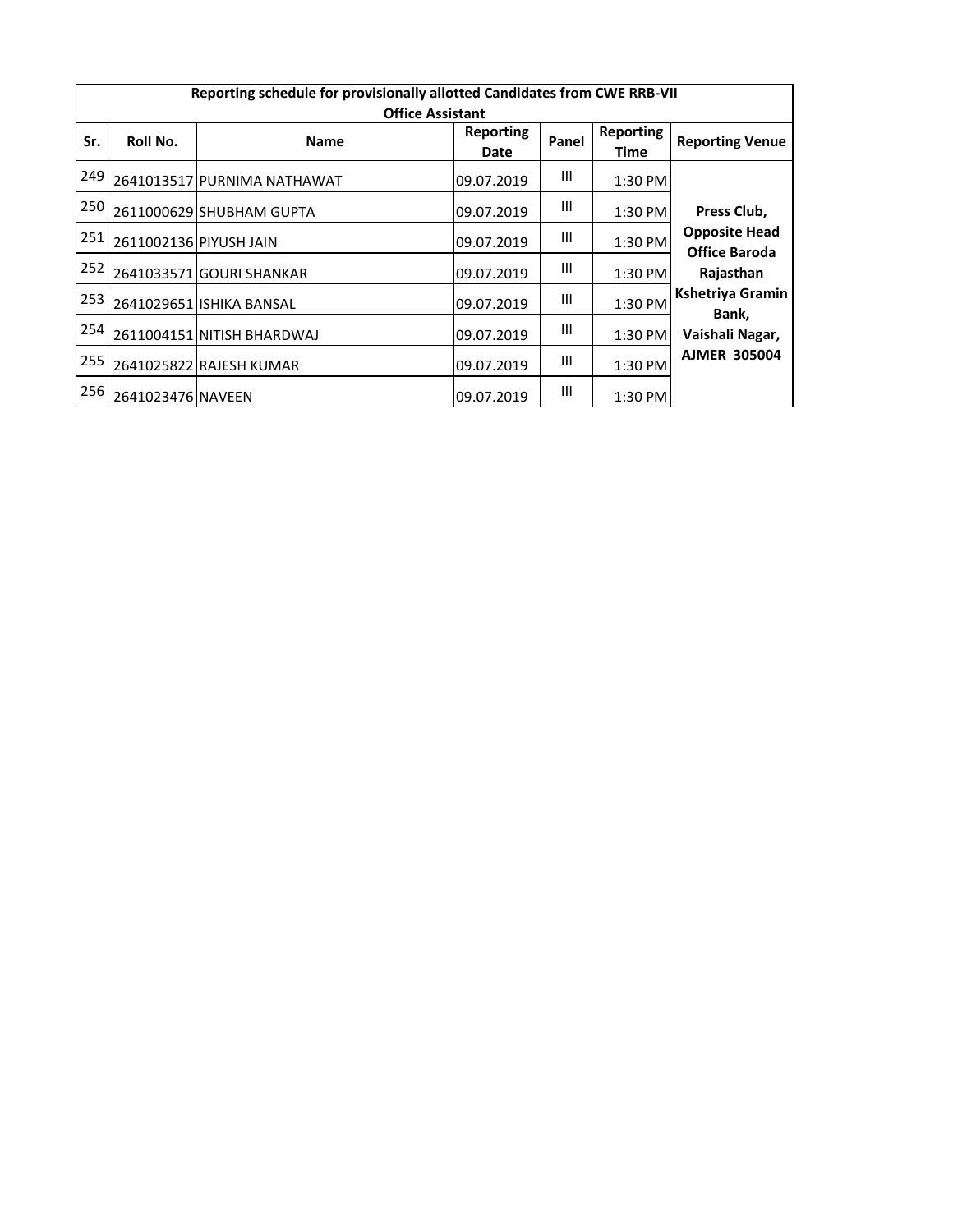| Reporting schedule for provisionally allotted Candidates from CWE RRB-VII Office Assistant | | | | | | |
|---|---|---|---|---|---|---|
| **Sr.** | **Roll No.** | **Name** | **Reporting Date** | **Panel** | **Reporting Time** | **Reporting Venue** |
| 249 | 2641013517 | PURNIMA NATHAWAT | 09.07.2019 | III | 1:30 PM | **Press Club, Opposite Head Office Baroda Rajasthan Kshetriya Gramin Bank, Vaishali Nagar, AJMER 305004** |
| 250 | 2611000629 | SHUBHAM GUPTA | 09.07.2019 | III | 1:30 PM | |
| 251 | 2611002136 | PIYUSH JAIN | 09.07.2019 | III | 1:30 PM | |
| 252 | 2641033571 | GOURI SHANKAR | 09.07.2019 | III | 1:30 PM | |
| 253 | 2641029651 | ISHIKA BANSAL | 09.07.2019 | III | 1:30 PM | |
| 254 | 2611004151 | NITISH BHARDWAJ | 09.07.2019 | III | 1:30 PM | |
| 255 | 2641025822 | RAJESH KUMAR | 09.07.2019 | III | 1:30 PM | |
| 256 | 2641023476 | NAVEEN | 09.07.2019 | III | 1:30 PM | |